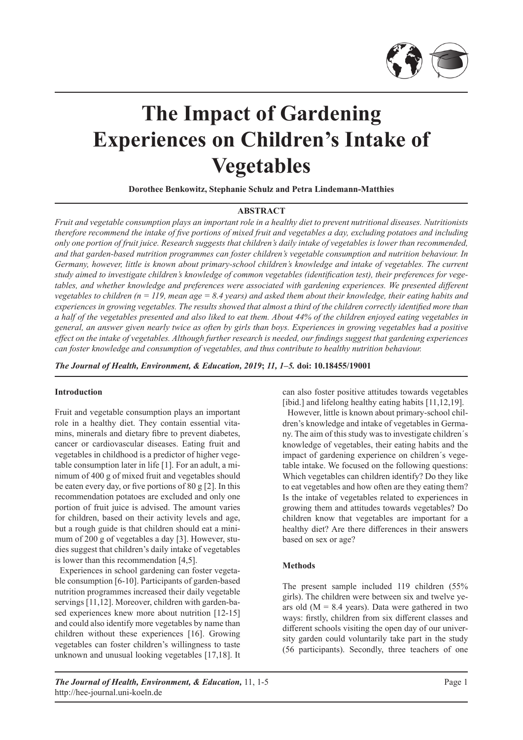# The Impact of Gardening Experiences on Children's Intake of Vegetables

**Dorothee Benkowitz, Stephanie Schulz and Petra Lindemann-Matthies**

## ABSTRACT

*Fruit and vegetable consumption plays an important role in a healthy diet to prevent nutritional diseases. Nutritionists therefore recommend the intake of five portions of mixed fruit and vegetables a day, excluding potatoes and including only one portion of fruit juice. Research suggests that children's daily intake of vegetables is lower than recommended, and that garden-based nutrition programmes can foster children's vegetable consumption and nutrition behaviour. In Germany, however, little is known about primary-school children's knowledge and intake of vegetables. The current study aimed to investigate children's knowledge of common vegetables (identification test), their preferences for vegetables, and whether knowledge and preferences were associated with gardening experiences. We presented different vegetables to children (n = 119, mean age = 8.4 years) and asked them about their knowledge, their eating habits and experiences in growing vegetables. The results showed that almost a third of the children correctly identified more than a half of the vegetables presented and also liked to eat them. About 44% of the children enjoyed eating vegetables in general, an answer given nearly twice as often by girls than boys. Experiences in growing vegetables had a positive effect on the intake of vegetables. Although further research is needed, our findings suggest that gardening experiences can foster knowledge and consumption of vegetables, and thus contribute to healthy nutrition behaviour.*

***The Journal of Health, Environment, & Education, 2019*; *11, 1–5.*** **doi: 10.18455/19001**

### Introduction

Fruit and vegetable consumption plays an important role in a healthy diet. They contain essential vitamins, minerals and dietary fibre to prevent diabetes, cancer or cardiovascular diseases. Eating fruit and vegetables in childhood is a predictor of higher vegetable consumption later in life [1]. For an adult, a minimum of 400 g of mixed fruit and vegetables should be eaten every day, or five portions of 80 g [2]. In this recommendation potatoes are excluded and only one portion of fruit juice is advised. The amount varies for children, based on their activity levels and age, but a rough guide is that children should eat a minimum of 200 g of vegetables a day [3]. However, studies suggest that children's daily intake of vegetables is lower than this recommendation [4,5].

Experiences in school gardening can foster vegetable consumption [6-10]. Participants of garden-based nutrition programmes increased their daily vegetable servings [11,12]. Moreover, children with garden-based experiences knew more about nutrition [12-15] and could also identify more vegetables by name than children without these experiences [16]. Growing vegetables can foster children's willingness to taste unknown and unusual looking vegetables [17,18]. It can also foster positive attitudes towards vegetables [ibid.] and lifelong healthy eating habits [11,12,19].

However, little is known about primary-school children's knowledge and intake of vegetables in Germany. The aim of this study was to investigate children´s knowledge of vegetables, their eating habits and the impact of gardening experience on children´s vegetable intake. We focused on the following questions: Which vegetables can children identify? Do they like to eat vegetables and how often are they eating them? Is the intake of vegetables related to experiences in growing them and attitudes towards vegetables? Do children know that vegetables are important for a healthy diet? Are there differences in their answers based on sex or age?

### Methods

The present sample included 119 children (55% girls). The children were between six and twelve years old (M = 8.4 years). Data were gathered in two ways: firstly, children from six different classes and different schools visiting the open day of our university garden could voluntarily take part in the study (56 participants). Secondly, three teachers of one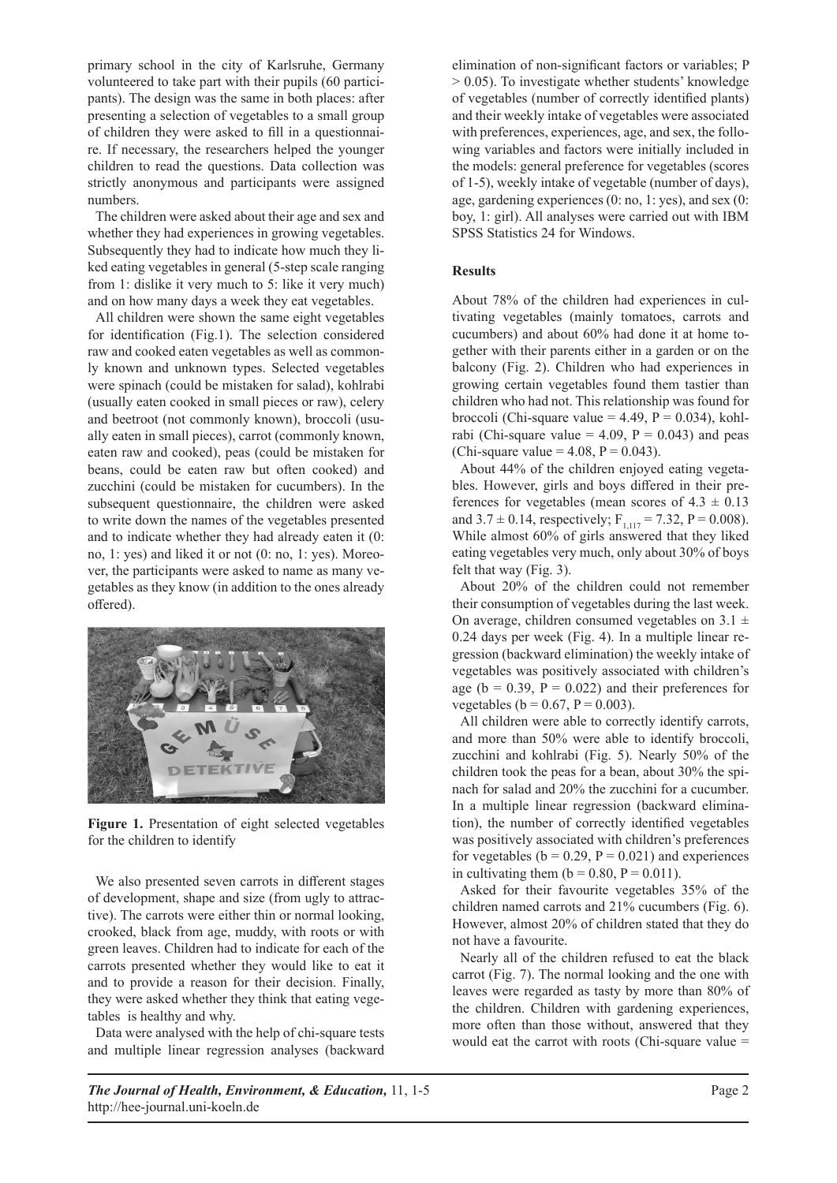primary school in the city of Karlsruhe, Germany volunteered to take part with their pupils (60 participants). The design was the same in both places: after presenting a selection of vegetables to a small group of children they were asked to fill in a questionnaire. If necessary, the researchers helped the younger children to read the questions. Data collection was strictly anonymous and participants were assigned numbers.

The children were asked about their age and sex and whether they had experiences in growing vegetables. Subsequently they had to indicate how much they liked eating vegetables in general (5-step scale ranging from 1: dislike it very much to 5: like it very much) and on how many days a week they eat vegetables.

All children were shown the same eight vegetables for identification (Fig.1). The selection considered raw and cooked eaten vegetables as well as commonly known and unknown types. Selected vegetables were spinach (could be mistaken for salad), kohlrabi (usually eaten cooked in small pieces or raw), celery and beetroot (not commonly known), broccoli (usually eaten in small pieces), carrot (commonly known, eaten raw and cooked), peas (could be mistaken for beans, could be eaten raw but often cooked) and zucchini (could be mistaken for cucumbers). In the subsequent questionnaire, the children were asked to write down the names of the vegetables presented and to indicate whether they had already eaten it (0: no, 1: yes) and liked it or not (0: no, 1: yes). Moreover, the participants were asked to name as many vegetables as they know (in addition to the ones already offered).

**Figure 1.** Presentation of eight selected vegetables for the children to identify

We also presented seven carrots in different stages of development, shape and size (from ugly to attractive). The carrots were either thin or normal looking, crooked, black from age, muddy, with roots or with green leaves. Children had to indicate for each of the carrots presented whether they would like to eat it and to provide a reason for their decision. Finally, they were asked whether they think that eating vegetables is healthy and why.

Data were analysed with the help of chi-square tests and multiple linear regression analyses (backward elimination of non-significant factors or variables; $P > 0.05$). To investigate whether students' knowledge of vegetables (number of correctly identified plants) and their weekly intake of vegetables were associated with preferences, experiences, age, and sex, the following variables and factors were initially included in the models: general preference for vegetables (scores of 1-5), weekly intake of vegetable (number of days), age, gardening experiences (0: no, 1: yes), and sex (0: boy, 1: girl). All analyses were carried out with IBM SPSS Statistics 24 for Windows.

## Results

About 78% of the children had experiences in cultivating vegetables (mainly tomatoes, carrots and cucumbers) and about 60% had done it at home together with their parents either in a garden or on the balcony (Fig. 2). Children who had experiences in growing certain vegetables found them tastier than children who had not. This relationship was found for broccoli (Chi-square value = 4.49, $P = 0.034$), kohlrabi (Chi-square value = 4.09, $P = 0.043$) and peas (Chi-square value = 4.08, $P = 0.043$).

About 44% of the children enjoyed eating vegetables. However, girls and boys differed in their preferences for vegetables (mean scores of $4.3 \pm 0.13$ and $3.7 \pm 0.14$, respectively; $F_{1,117} = 7.32$, $P = 0.008$). While almost 60% of girls answered that they liked eating vegetables very much, only about 30% of boys felt that way (Fig. 3).

About 20% of the children could not remember their consumption of vegetables during the last week. On average, children consumed vegetables on $3.1 \pm 0.24$ days per week (Fig. 4). In a multiple linear regression (backward elimination) the weekly intake of vegetables was positively associated with children's age ($b = 0.39$, $P = 0.022$) and their preferences for vegetables ($b = 0.67$, $P = 0.003$).

All children were able to correctly identify carrots, and more than 50% were able to identify broccoli, zucchini and kohlrabi (Fig. 5). Nearly 50% of the children took the peas for a bean, about 30% the spinach for salad and 20% the zucchini for a cucumber. In a multiple linear regression (backward elimination), the number of correctly identified vegetables was positively associated with children's preferences for vegetables ($b = 0.29$, $P = 0.021$) and experiences in cultivating them ($b = 0.80$, $P = 0.011$).

Asked for their favourite vegetables 35% of the children named carrots and 21% cucumbers (Fig. 6). However, almost 20% of children stated that they do not have a favourite.

Nearly all of the children refused to eat the black carrot (Fig. 7). The normal looking and the one with leaves were regarded as tasty by more than 80% of the children. Children with gardening experiences, more often than those without, answered that they would eat the carrot with roots (Chi-square value =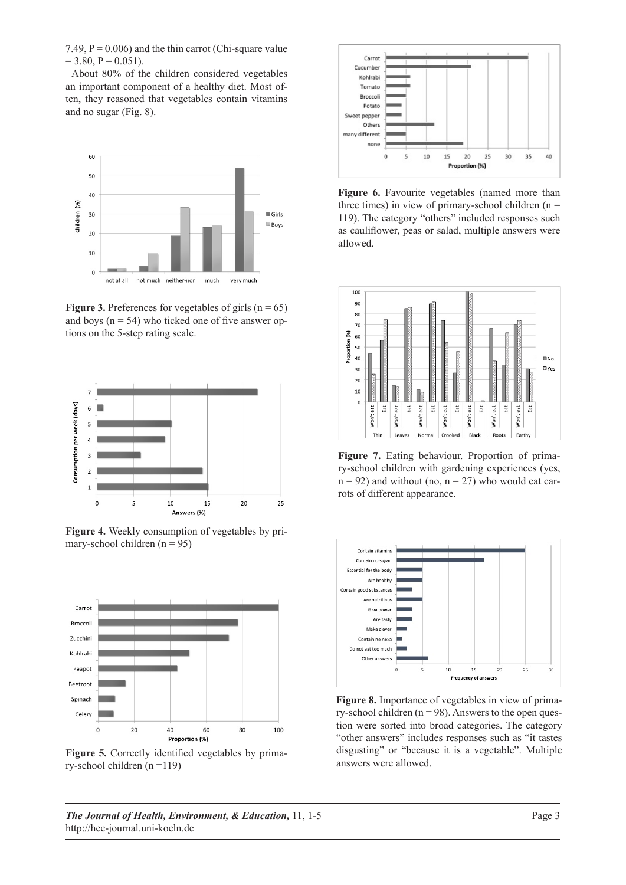7.49, $P = 0.006$) and the thin carrot (Chi-square value $= 3.80$, $P = 0.051$).

About 80% of the children considered vegetables an important component of a healthy diet. Most often, they reasoned that vegetables contain vitamins and no sugar (Fig. 8).

**Figure 3.** Preferences for vegetables of girls ($n = 65$) and boys ($n = 54$) who ticked one of five answer options on the 5-step rating scale.

**Figure 4.** Weekly consumption of vegetables by primary-school children ($n = 95$)

**Figure 5.** Correctly identified vegetables by primary-school children ($n = 119$)

**Figure 6.** Favourite vegetables (named more than three times) in view of primary-school children ($n = 119$). The category "others" included responses such as cauliflower, peas or salad, multiple answers were allowed.

**Figure 7.** Eating behaviour. Proportion of primary-school children with gardening experiences (yes, $n = 92$) and without (no, $n = 27$) who would eat carrots of different appearance.

**Figure 8.** Importance of vegetables in view of primary-school children ($n = 98$). Answers to the open question were sorted into broad categories. The category "other answers" includes responses such as "it tastes disgusting" or "because it is a vegetable". Multiple answers were allowed.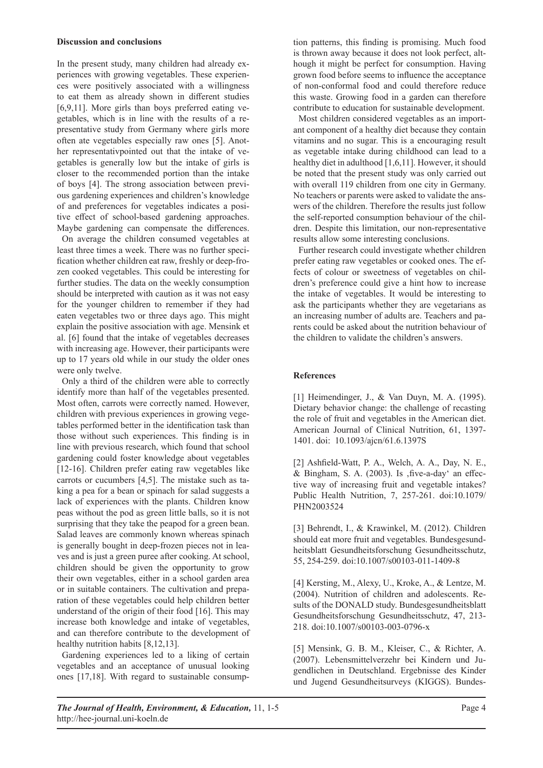## Discussion and conclusions

In the present study, many children had already experiences with growing vegetables. These experiences were positively associated with a willingness to eat them as already shown in different studies [6,9,11]. More girls than boys preferred eating vegetables, which is in line with the results of a representative study from Germany where girls more often ate vegetables especially raw ones [5]. Another representativpointed out that the intake of vegetables is generally low but the intake of girls is closer to the recommended portion than the intake of boys [4]. The strong association between previous gardening experiences and children's knowledge of and preferences for vegetables indicates a positive effect of school-based gardening approaches. Maybe gardening can compensate the differences.

On average the children consumed vegetables at least three times a week. There was no further specification whether children eat raw, freshly or deep-frozen cooked vegetables. This could be interesting for further studies. The data on the weekly consumption should be interpreted with caution as it was not easy for the younger children to remember if they had eaten vegetables two or three days ago. This might explain the positive association with age. Mensink et al. [6] found that the intake of vegetables decreases with increasing age. However, their participants were up to 17 years old while in our study the older ones were only twelve.

Only a third of the children were able to correctly identify more than half of the vegetables presented. Most often, carrots were correctly named. However, children with previous experiences in growing vegetables performed better in the identification task than those without such experiences. This finding is in line with previous research, which found that school gardening could foster knowledge about vegetables [12-16]. Children prefer eating raw vegetables like carrots or cucumbers [4,5]. The mistake such as taking a pea for a bean or spinach for salad suggests a lack of experiences with the plants. Children know peas without the pod as green little balls, so it is not surprising that they take the peapod for a green bean. Salad leaves are commonly known whereas spinach is generally bought in deep-frozen pieces not in leaves and is just a green puree after cooking. At school, children should be given the opportunity to grow their own vegetables, either in a school garden area or in suitable containers. The cultivation and preparation of these vegetables could help children better understand of the origin of their food [16]. This may increase both knowledge and intake of vegetables, and can therefore contribute to the development of healthy nutrition habits [8,12,13].

Gardening experiences led to a liking of certain vegetables and an acceptance of unusual looking ones [17,18]. With regard to sustainable consumption patterns, this finding is promising. Much food is thrown away because it does not look perfect, although it might be perfect for consumption. Having grown food before seems to influence the acceptance of non-conformal food and could therefore reduce this waste. Growing food in a garden can therefore contribute to education for sustainable development.

Most children considered vegetables as an important component of a healthy diet because they contain vitamins and no sugar. This is a encouraging result as vegetable intake during childhood can lead to a healthy diet in adulthood [1,6,11]. However, it should be noted that the present study was only carried out with overall 119 children from one city in Germany. No teachers or parents were asked to validate the answers of the children. Therefore the results just follow the self-reported consumption behaviour of the children. Despite this limitation, our non-representative results allow some interesting conclusions.

Further research could investigate whether children prefer eating raw vegetables or cooked ones. The effects of colour or sweetness of vegetables on children's preference could give a hint how to increase the intake of vegetables. It would be interesting to ask the participants whether they are vegetarians as an increasing number of adults are. Teachers and parents could be asked about the nutrition behaviour of the children to validate the children's answers.

## References

[1] Heimendinger, J., & Van Duyn, M. A. (1995). Dietary behavior change: the challenge of recasting the role of fruit and vegetables in the American diet. American Journal of Clinical Nutrition, 61, 1397-1401. doi: 10.1093/ajcn/61.6.1397S

[2] Ashfield-Watt, P. A., Welch, A. A., Day, N. E., & Bingham, S. A. (2003). Is ‚five-a-day' an effective way of increasing fruit and vegetable intakes? Public Health Nutrition, 7, 257-261. doi:10.1079/PHN2003524

[3] Behrendt, I., & Krawinkel, M. (2012). Children should eat more fruit and vegetables. Bundesgesundheitsblatt Gesundheitsforschung Gesundheitsschutz, 55, 254-259. doi:10.1007/s00103-011-1409-8

[4] Kersting, M., Alexy, U., Kroke, A., & Lentze, M. (2004). Nutrition of children and adolescents. Results of the DONALD study. Bundesgesundheitsblatt Gesundheitsforschung Gesundheitsschutz, 47, 213-218. doi:10.1007/s00103-003-0796-x

[5] Mensink, G. B. M., Kleiser, C., & Richter, A. (2007). Lebensmittelverzehr bei Kindern und Jugendlichen in Deutschland. Ergebnisse des Kinder und Jugend Gesundheitsurveys (KIGGS). Bundes-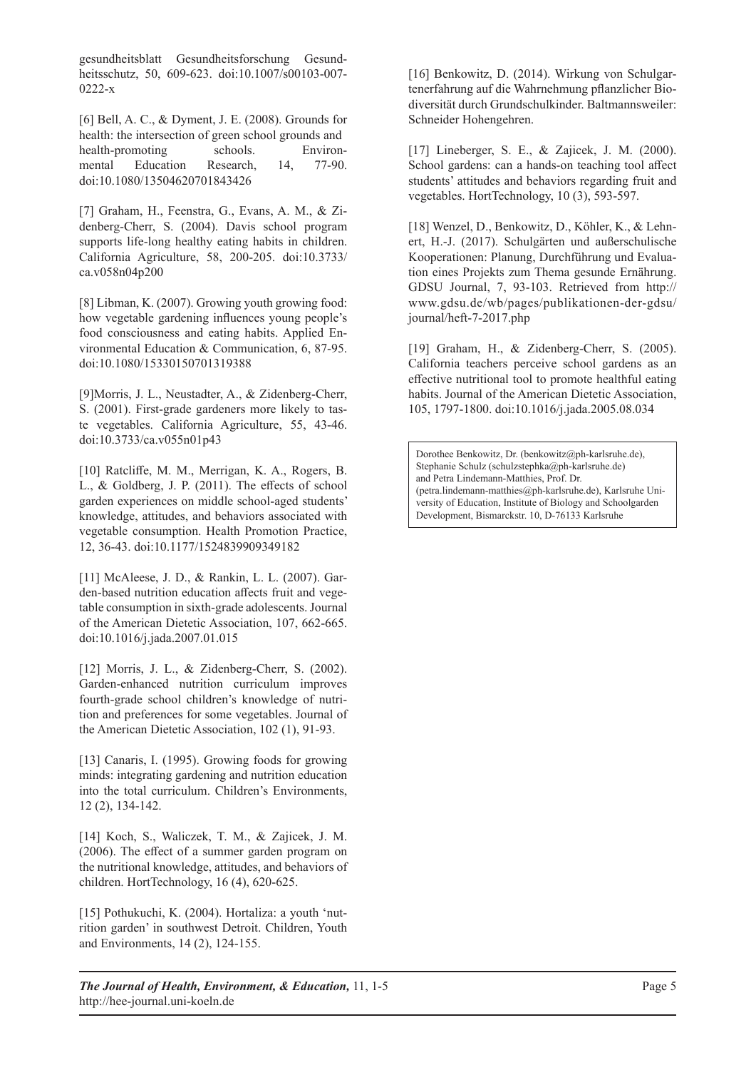gesundheitsblatt Gesundheitsforschung Gesundheitsschutz, 50, 609-623. doi:10.1007/s00103-007-0222-x

[6] Bell, A. C., & Dyment, J. E. (2008). Grounds for health: the intersection of green school grounds and health-promoting schools. Environmental Education Research, 14, 77-90. doi:10.1080/13504620701843426

[7] Graham, H., Feenstra, G., Evans, A. M., & Zidenberg-Cherr, S. (2004). Davis school program supports life-long healthy eating habits in children. California Agriculture, 58, 200-205. doi:10.3733/ca.v058n04p200

[8] Libman, K. (2007). Growing youth growing food: how vegetable gardening influences young people's food consciousness and eating habits. Applied Environmental Education & Communication, 6, 87-95. doi:10.1080/15330150701319388

[9]Morris, J. L., Neustadter, A., & Zidenberg-Cherr, S. (2001). First-grade gardeners more likely to taste vegetables. California Agriculture, 55, 43-46. doi:10.3733/ca.v055n01p43

[10] Ratcliffe, M. M., Merrigan, K. A., Rogers, B. L., & Goldberg, J. P. (2011). The effects of school garden experiences on middle school-aged students' knowledge, attitudes, and behaviors associated with vegetable consumption. Health Promotion Practice, 12, 36-43. doi:10.1177/1524839909349182

[11] McAleese, J. D., & Rankin, L. L. (2007). Garden-based nutrition education affects fruit and vegetable consumption in sixth-grade adolescents. Journal of the American Dietetic Association, 107, 662-665. doi:10.1016/j.jada.2007.01.015

[12] Morris, J. L., & Zidenberg-Cherr, S. (2002). Garden-enhanced nutrition curriculum improves fourth-grade school children's knowledge of nutrition and preferences for some vegetables. Journal of the American Dietetic Association, 102 (1), 91-93.

[13] Canaris, I. (1995). Growing foods for growing minds: integrating gardening and nutrition education into the total curriculum. Children's Environments, 12 (2), 134-142.

[14] Koch, S., Waliczek, T. M., & Zajicek, J. M. (2006). The effect of a summer garden program on the nutritional knowledge, attitudes, and behaviors of children. HortTechnology, 16 (4), 620-625.

[15] Pothukuchi, K. (2004). Hortaliza: a youth 'nutrition garden' in southwest Detroit. Children, Youth and Environments, 14 (2), 124-155.

[16] Benkowitz, D. (2014). Wirkung von Schulgartenerfahrung auf die Wahrnehmung pflanzlicher Biodiversität durch Grundschulkinder. Baltmannsweiler: Schneider Hohengehren.

[17] Lineberger, S. E., & Zajicek, J. M. (2000). School gardens: can a hands-on teaching tool affect students' attitudes and behaviors regarding fruit and vegetables. HortTechnology, 10 (3), 593-597.

[18] Wenzel, D., Benkowitz, D., Köhler, K., & Lehnert, H.-J. (2017). Schulgärten und außerschulische Kooperationen: Planung, Durchführung und Evaluation eines Projekts zum Thema gesunde Ernährung. GDSU Journal, 7, 93-103. Retrieved from http://www.gdsu.de/wb/pages/publikationen-der-gdsu/journal/heft-7-2017.php

[19] Graham, H., & Zidenberg-Cherr, S. (2005). California teachers perceive school gardens as an effective nutritional tool to promote healthful eating habits. Journal of the American Dietetic Association, 105, 1797-1800. doi:10.1016/j.jada.2005.08.034

Dorothee Benkowitz, Dr. (benkowitz@ph-karlsruhe.de), Stephanie Schulz (schulzstephka@ph-karlsruhe.de) and Petra Lindemann-Matthies, Prof. Dr. (petra.lindemann-matthies@ph-karlsruhe.de), Karlsruhe University of Education, Institute of Biology and Schoolgarden Development, Bismarckstr. 10, D-76133 Karlsruhe